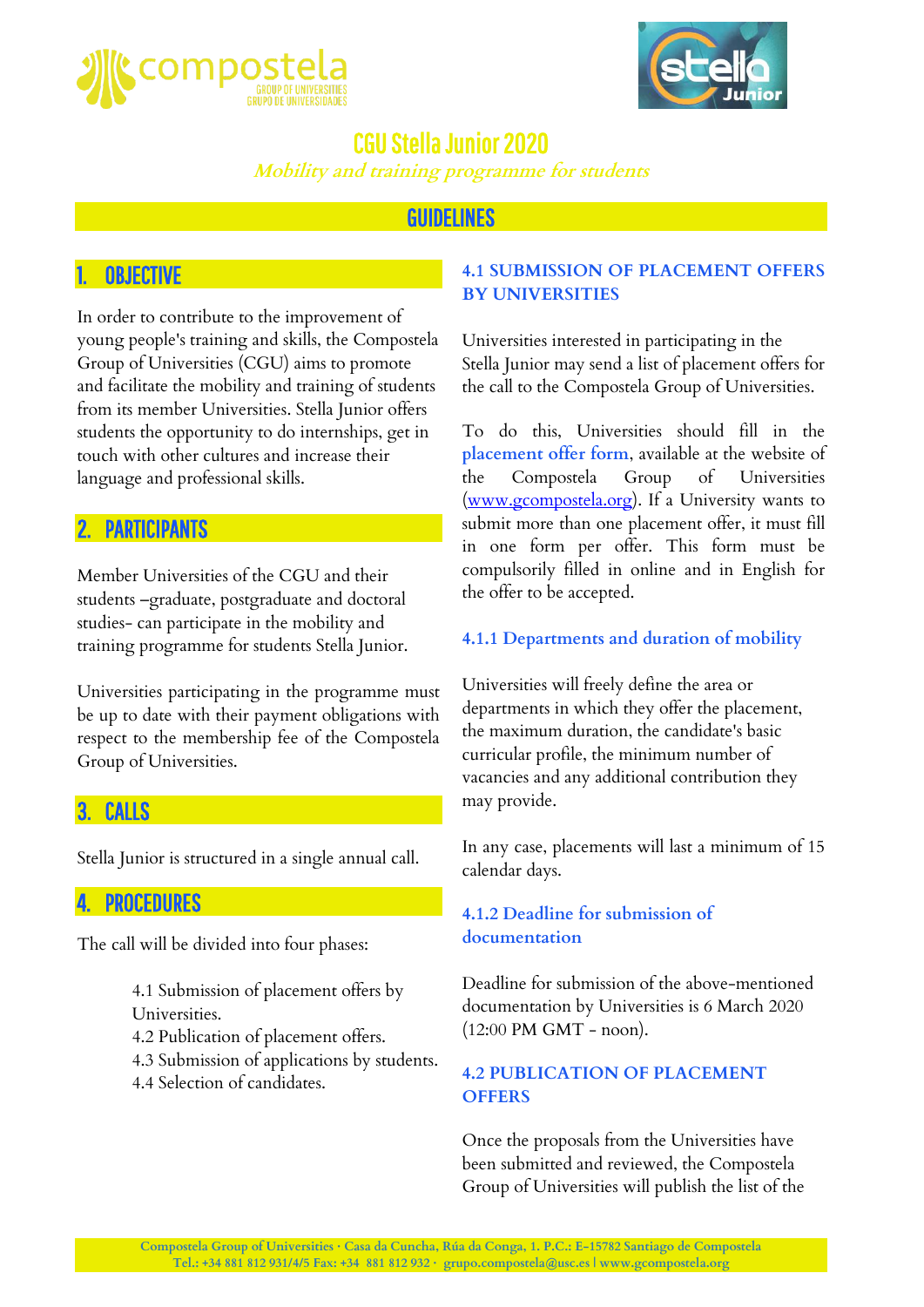# CGU Stella Junior 2020

*Mobility and training programme for students*

## GUIDELINES

## 1. OBJECTIVE

In order to contribute to the improvement of young people's training and skills, the Compostela Group of Universities (CGU) aims to promote and facilitate the mobility and training of students from its member Universities. Stella Junior offers students the opportunity to do internships, get in touch with other cultures and increase their language and professional skills.

## 2. PARTICIPANTS

Member Universities of the CGU and their students –graduate, postgraduate and doctoral studies- can participate in the mobility and training programme for students Stella Junior.

Universities participating in the programme must be up to date with their payment obligations with respect to the membership fee of the Compostela Group of Universities.

## 3. CALLS

Stella Junior is structured in a single annual call.

## 4. PROCEDURES

The call will be divided into four phases:

- 4.1 Submission of placement offers by Universities.
- 4.2 Publication of placement offers.
- 4.3 Submission of applications by students.
- 4.4 Selection of candidates.

### 4.1 SUBMISSION OF PLACEMENT OFFERS BY UNIVERSITIES

Universities interested in participating in the Stella Junior may send a list of placement offers for the call to the Compostela Group of Universities.

To do this, Universities should fill in the **placement offer form**, available at the website of the Compostela Group of Universities (www.gcompostela.org). If a University wants to submit more than one placement offer, it must fill in one form per offer. This form must be compulsorily filled in online and in English for the offer to be accepted.

#### 4.1.1 Departments and duration of mobility

Universities will freely define the area or departments in which they offer the placement, the maximum duration, the candidate's basic curricular profile, the minimum number of vacancies and any additional contribution they may provide.

In any case, placements will last a minimum of 15 calendar days.

#### 4.1.2 Deadline for submission of documentation

Deadline for submission of the above-mentioned documentation by Universities is 6 March 2020 (12:00 PM GMT - noon).

### 4.2 PUBLICATION OF PLACEMENT OFFERS

Once the proposals from the Universities have been submitted and reviewed, the Compostela Group of Universities will publish the list of the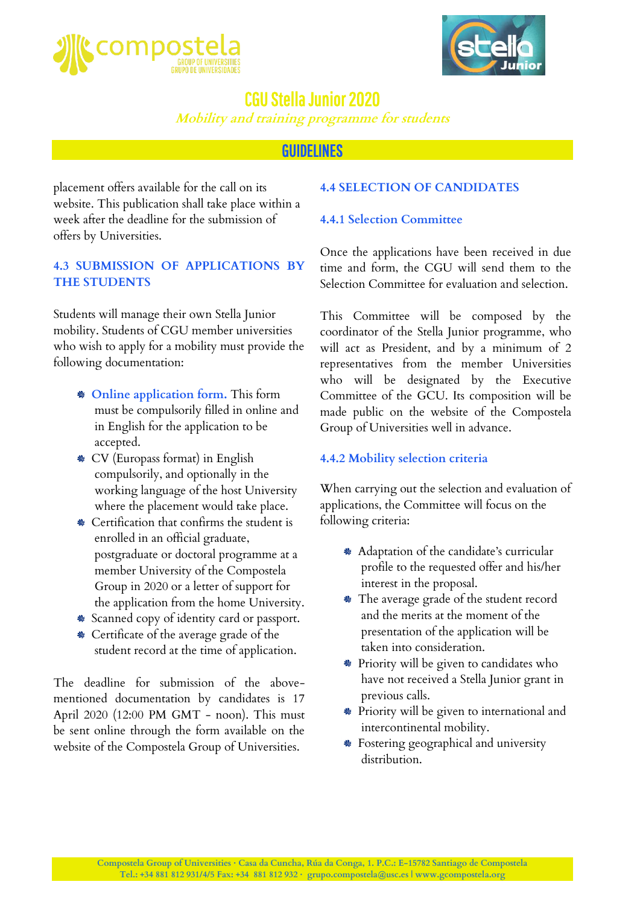placement offers available for the call on its website. This publication shall take place within a week after the deadline for the submission of offers by Universities.

### 4.3 SUBMISSION OF APPLICATIONS BY THE STUDENTS

Students will manage their own Stella Junior mobility. Students of CGU member universities who wish to apply for a mobility must provide the following documentation:

- **Online application form.** This form must be compulsorily filled in online and in English for the application to be accepted.
- CV (Europass format) in English compulsorily, and optionally in the working language of the host University where the placement would take place.
- Certification that confirms the student is enrolled in an official graduate, postgraduate or doctoral programme at a member University of the Compostela Group in 2020 or a letter of support for the application from the home University.
- Scanned copy of identity card or passport.
- Certificate of the average grade of the student record at the time of application.

The deadline for submission of the above-mentioned documentation by candidates is 17 April 2020 (12:00 PM GMT - noon). This must be sent online through the form available on the website of the Compostela Group of Universities.

### 4.4 SELECTION OF CANDIDATES

#### 4.4.1 Selection Committee

Once the applications have been received in due time and form, the CGU will send them to the Selection Committee for evaluation and selection.

This Committee will be composed by the coordinator of the Stella Junior programme, who will act as President, and by a minimum of 2 representatives from the member Universities who will be designated by the Executive Committee of the GCU. Its composition will be made public on the website of the Compostela Group of Universities well in advance.

#### 4.4.2 Mobility selection criteria

When carrying out the selection and evaluation of applications, the Committee will focus on the following criteria:

- Adaptation of the candidate's curricular profile to the requested offer and his/her interest in the proposal.
- The average grade of the student record and the merits at the moment of the presentation of the application will be taken into consideration.
- Priority will be given to candidates who have not received a Stella Junior grant in previous calls.
- Priority will be given to international and intercontinental mobility.
- Fostering geographical and university distribution.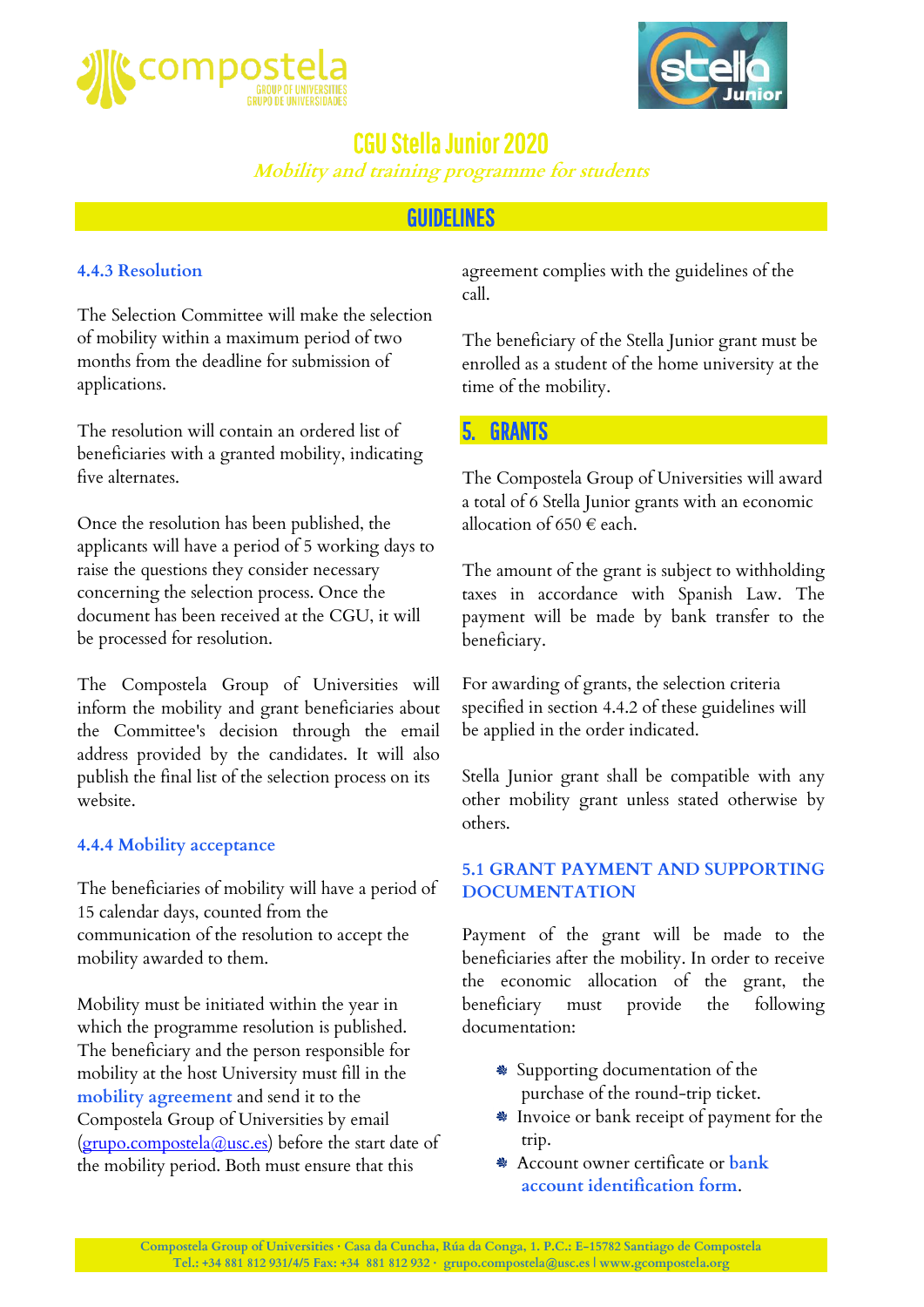#### 4.4.3 Resolution

The Selection Committee will make the selection of mobility within a maximum period of two months from the deadline for submission of applications.

The resolution will contain an ordered list of beneficiaries with a granted mobility, indicating five alternates.

Once the resolution has been published, the applicants will have a period of 5 working days to raise the questions they consider necessary concerning the selection process. Once the document has been received at the CGU, it will be processed for resolution.

The Compostela Group of Universities will inform the mobility and grant beneficiaries about the Committee's decision through the email address provided by the candidates. It will also publish the final list of the selection process on its website.

#### 4.4.4 Mobility acceptance

The beneficiaries of mobility will have a period of 15 calendar days, counted from the communication of the resolution to accept the mobility awarded to them.

Mobility must be initiated within the year in which the programme resolution is published. The beneficiary and the person responsible for mobility at the host University must fill in the **mobility agreement** and send it to the Compostela Group of Universities by email (grupo.compostela@usc.es) before the start date of the mobility period. Both must ensure that this agreement complies with the guidelines of the call.

The beneficiary of the Stella Junior grant must be enrolled as a student of the home university at the time of the mobility.

## 5. GRANTS

The Compostela Group of Universities will award a total of 6 Stella Junior grants with an economic allocation of 650 € each.

The amount of the grant is subject to withholding taxes in accordance with Spanish Law. The payment will be made by bank transfer to the beneficiary.

For awarding of grants, the selection criteria specified in section 4.4.2 of these guidelines will be applied in the order indicated.

Stella Junior grant shall be compatible with any other mobility grant unless stated otherwise by others.

### 5.1 GRANT PAYMENT AND SUPPORTING DOCUMENTATION

Payment of the grant will be made to the beneficiaries after the mobility. In order to receive the economic allocation of the grant, the beneficiary must provide the following documentation:

- Supporting documentation of the purchase of the round-trip ticket.
- Invoice or bank receipt of payment for the trip.
- Account owner certificate or **bank account identification form**.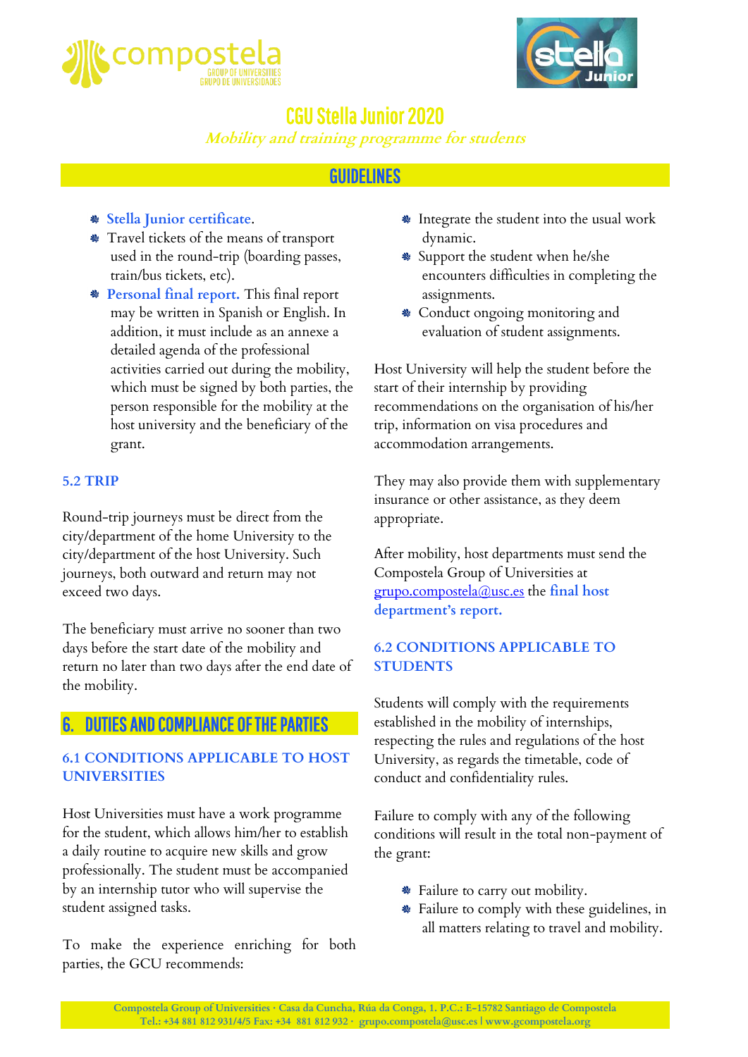# CGU Stella Junior 2020

*Mobility and training programme for students*

## GUIDELINES

- **Stella Junior certificate**.
- Travel tickets of the means of transport used in the round-trip (boarding passes, train/bus tickets, etc).
- **Personal final report.** This final report may be written in Spanish or English. In addition, it must include as an annexe a detailed agenda of the professional activities carried out during the mobility, which must be signed by both parties, the person responsible for the mobility at the host university and the beneficiary of the grant.

### 5.2 TRIP

Round-trip journeys must be direct from the city/department of the home University to the city/department of the host University. Such journeys, both outward and return may not exceed two days.

The beneficiary must arrive no sooner than two days before the start date of the mobility and return no later than two days after the end date of the mobility.

## 6. DUTIES AND COMPLIANCE OF THE PARTIES

### 6.1 CONDITIONS APPLICABLE TO HOST UNIVERSITIES

Host Universities must have a work programme for the student, which allows him/her to establish a daily routine to acquire new skills and grow professionally. The student must be accompanied by an internship tutor who will supervise the student assigned tasks.

To make the experience enriching for both parties, the GCU recommends:

- Integrate the student into the usual work dynamic.
- Support the student when he/she encounters difficulties in completing the assignments.
- Conduct ongoing monitoring and evaluation of student assignments.

Host University will help the student before the start of their internship by providing recommendations on the organisation of his/her trip, information on visa procedures and accommodation arrangements.

They may also provide them with supplementary insurance or other assistance, as they deem appropriate.

After mobility, host departments must send the Compostela Group of Universities at grupo.compostela@usc.es the **final host department's report.**

### 6.2 CONDITIONS APPLICABLE TO STUDENTS

Students will comply with the requirements established in the mobility of internships, respecting the rules and regulations of the host University, as regards the timetable, code of conduct and confidentiality rules.

Failure to comply with any of the following conditions will result in the total non-payment of the grant:

- Failure to carry out mobility.
- Failure to comply with these guidelines, in all matters relating to travel and mobility.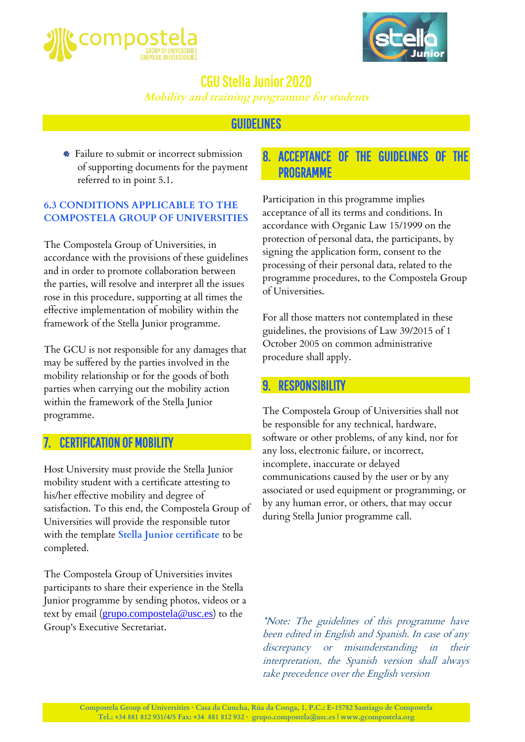- Failure to submit or incorrect submission of supporting documents for the payment referred to in point 5.1.

### 6.3 CONDITIONS APPLICABLE TO THE COMPOSTELA GROUP OF UNIVERSITIES

The Compostela Group of Universities, in accordance with the provisions of these guidelines and in order to promote collaboration between the parties, will resolve and interpret all the issues rose in this procedure, supporting at all times the effective implementation of mobility within the framework of the Stella Junior programme.

The GCU is not responsible for any damages that may be suffered by the parties involved in the mobility relationship or for the goods of both parties when carrying out the mobility action within the framework of the Stella Junior programme.

## 7. CERTIFICATION OF MOBILITY

Host University must provide the Stella Junior mobility student with a certificate attesting to his/her effective mobility and degree of satisfaction. To this end, the Compostela Group of Universities will provide the responsible tutor with the template **Stella Junior certificate** to be completed.

The Compostela Group of Universities invites participants to share their experience in the Stella Junior programme by sending photos, videos or a text by email (grupo.compostela@usc.es) to the Group's Executive Secretariat.

## 8. ACCEPTANCE OF THE GUIDELINES OF THE PROGRAMME

Participation in this programme implies acceptance of all its terms and conditions. In accordance with Organic Law 15/1999 on the protection of personal data, the participants, by signing the application form, consent to the processing of their personal data, related to the programme procedures, to the Compostela Group of Universities.

For all those matters not contemplated in these guidelines, the provisions of Law 39/2015 of 1 October 2005 on common administrative procedure shall apply.

## 9. RESPONSIBILITY

The Compostela Group of Universities shall not be responsible for any technical, hardware, software or other problems, of any kind, nor for any loss, electronic failure, or incorrect, incomplete, inaccurate or delayed communications caused by the user or by any associated or used equipment or programming, or by any human error, or others, that may occur during Stella Junior programme call.

*\*Note: The guidelines of this programme have been edited in English and Spanish. In case of any discrepancy or misunderstanding in their interpretation, the Spanish version shall always take precedence over the English version*